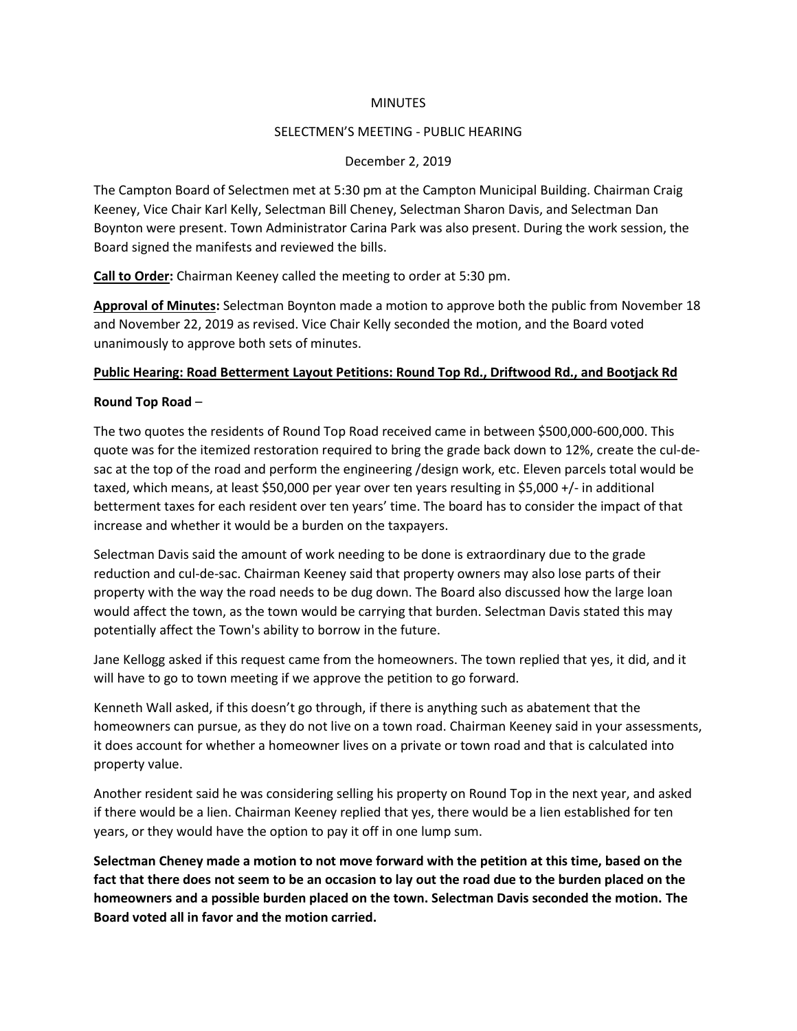MINUTES

SELECTMEN'S MEETING - PUBLIC HEARING

December 2, 2019

The Campton Board of Selectmen met at 5:30 pm at the Campton Municipal Building. Chairman Craig Keeney, Vice Chair Karl Kelly, Selectman Bill Cheney, Selectman Sharon Davis, and Selectman Dan Boynton were present. Town Administrator Carina Park was also present. During the work session, the Board signed the manifests and reviewed the bills.

**Call to Order:** Chairman Keeney called the meeting to order at 5:30 pm.

**Approval of Minutes:** Selectman Boynton made a motion to approve both the public from November 18 and November 22, 2019 as revised. Vice Chair Kelly seconded the motion, and the Board voted unanimously to approve both sets of minutes.

**Public Hearing: Road Betterment Layout Petitions: Round Top Rd., Driftwood Rd., and Bootjack Rd**

**Round Top Road** –

The two quotes the residents of Round Top Road received came in between $500,000-600,000. This quote was for the itemized restoration required to bring the grade back down to 12%, create the cul-de-sac at the top of the road and perform the engineering /design work, etc. Eleven parcels total would be taxed, which means, at least $50,000 per year over ten years resulting in $5,000 +/- in additional betterment taxes for each resident over ten years' time. The board has to consider the impact of that increase and whether it would be a burden on the taxpayers.

Selectman Davis said the amount of work needing to be done is extraordinary due to the grade reduction and cul-de-sac. Chairman Keeney said that property owners may also lose parts of their property with the way the road needs to be dug down. The Board also discussed how the large loan would affect the town, as the town would be carrying that burden. Selectman Davis stated this may potentially affect the Town's ability to borrow in the future.

Jane Kellogg asked if this request came from the homeowners. The town replied that yes, it did, and it will have to go to town meeting if we approve the petition to go forward.

Kenneth Wall asked, if this doesn't go through, if there is anything such as abatement that the homeowners can pursue, as they do not live on a town road. Chairman Keeney said in your assessments, it does account for whether a homeowner lives on a private or town road and that is calculated into property value.

Another resident said he was considering selling his property on Round Top in the next year, and asked if there would be a lien. Chairman Keeney replied that yes, there would be a lien established for ten years, or they would have the option to pay it off in one lump sum.

**Selectman Cheney made a motion to not move forward with the petition at this time, based on the fact that there does not seem to be an occasion to lay out the road due to the burden placed on the homeowners and a possible burden placed on the town. Selectman Davis seconded the motion. The Board voted all in favor and the motion carried.**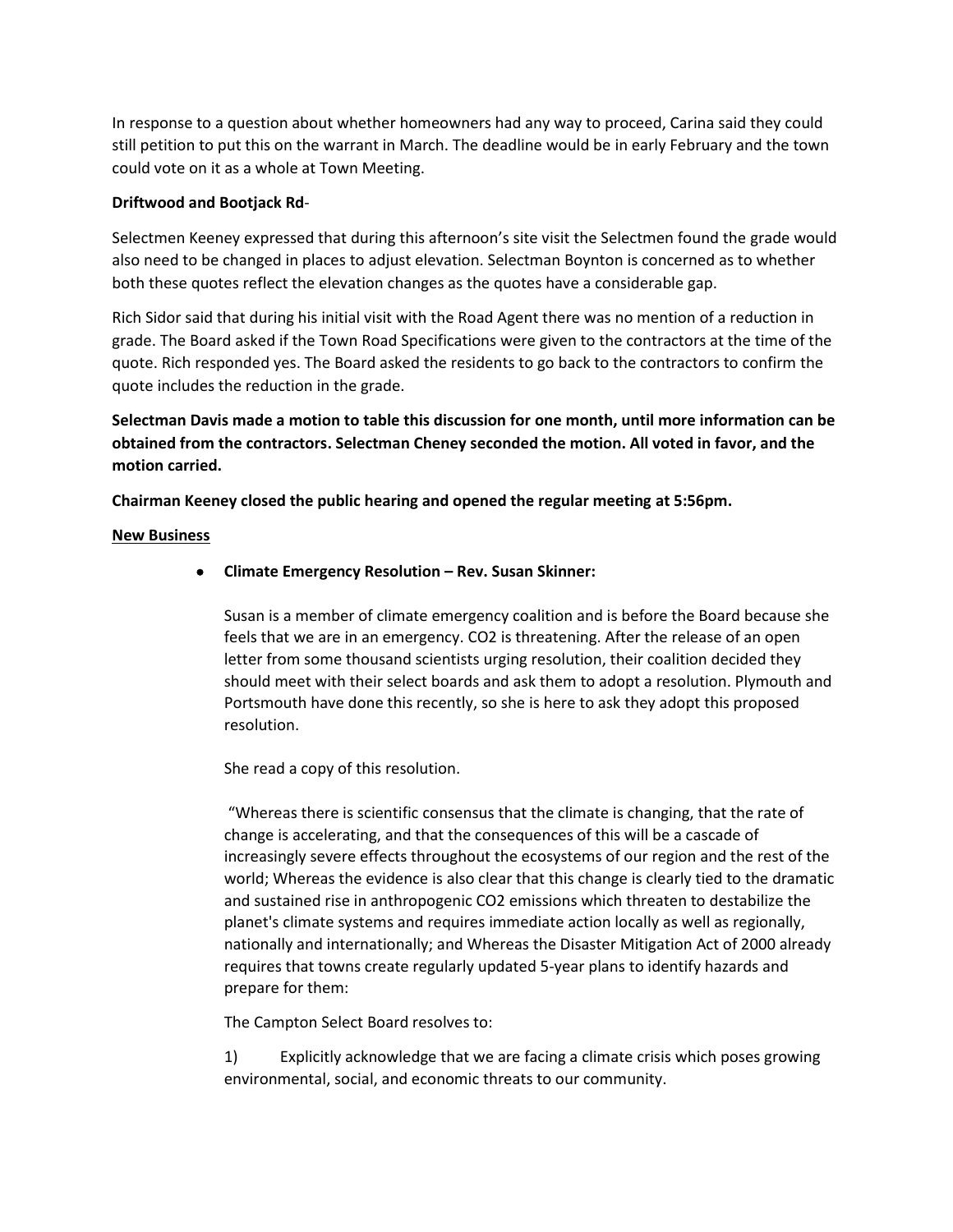In response to a question about whether homeowners had any way to proceed, Carina said they could still petition to put this on the warrant in March. The deadline would be in early February and the town could vote on it as a whole at Town Meeting.

**Driftwood and Bootjack Rd**-

Selectmen Keeney expressed that during this afternoon's site visit the Selectmen found the grade would also need to be changed in places to adjust elevation. Selectman Boynton is concerned as to whether both these quotes reflect the elevation changes as the quotes have a considerable gap.

Rich Sidor said that during his initial visit with the Road Agent there was no mention of a reduction in grade. The Board asked if the Town Road Specifications were given to the contractors at the time of the quote. Rich responded yes. The Board asked the residents to go back to the contractors to confirm the quote includes the reduction in the grade.

**Selectman Davis made a motion to table this discussion for one month, until more information can be obtained from the contractors. Selectman Cheney seconded the motion. All voted in favor, and the motion carried.**

**Chairman Keeney closed the public hearing and opened the regular meeting at 5:56pm.**

**New Business**

- **Climate Emergency Resolution – Rev. Susan Skinner:**

  Susan is a member of climate emergency coalition and is before the Board because she feels that we are in an emergency. $CO_2$ is threatening. After the release of an open letter from some thousand scientists urging resolution, their coalition decided they should meet with their select boards and ask them to adopt a resolution. Plymouth and Portsmouth have done this recently, so she is here to ask they adopt this proposed resolution.

  She read a copy of this resolution.

  "Whereas there is scientific consensus that the climate is changing, that the rate of change is accelerating, and that the consequences of this will be a cascade of increasingly severe effects throughout the ecosystems of our region and the rest of the world; Whereas the evidence is also clear that this change is clearly tied to the dramatic and sustained rise in anthropogenic $CO_2$ emissions which threaten to destabilize the planet's climate systems and requires immediate action locally as well as regionally, nationally and internationally; and Whereas the Disaster Mitigation Act of 2000 already requires that towns create regularly updated 5-year plans to identify hazards and prepare for them:

  The Campton Select Board resolves to:

  1) Explicitly acknowledge that we are facing a climate crisis which poses growing environmental, social, and economic threats to our community.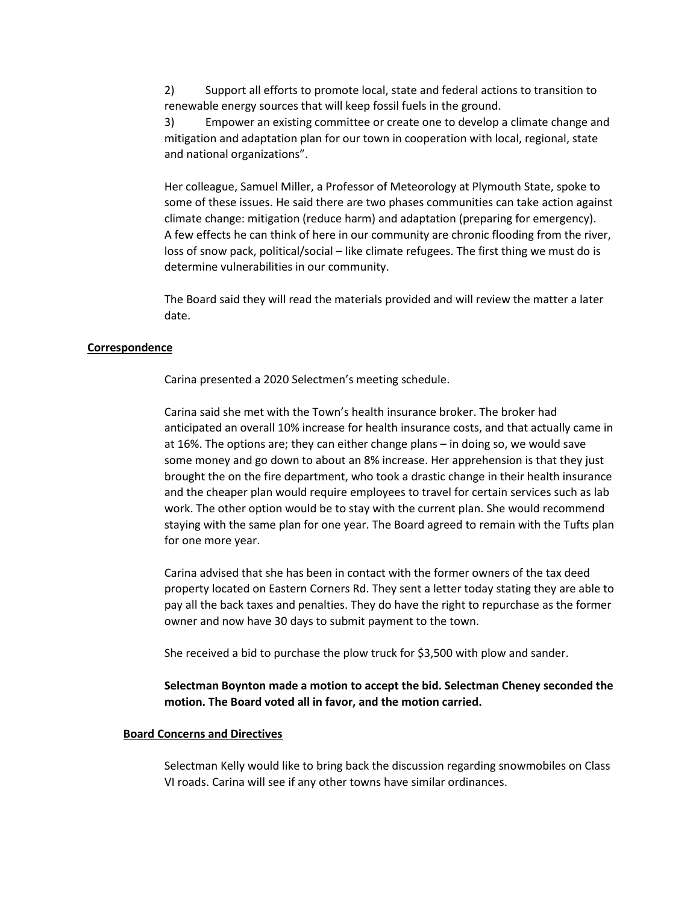2) Support all efforts to promote local, state and federal actions to transition to renewable energy sources that will keep fossil fuels in the ground.

3) Empower an existing committee or create one to develop a climate change and mitigation and adaptation plan for our town in cooperation with local, regional, state and national organizations".

Her colleague, Samuel Miller, a Professor of Meteorology at Plymouth State, spoke to some of these issues. He said there are two phases communities can take action against climate change: mitigation (reduce harm) and adaptation (preparing for emergency). A few effects he can think of here in our community are chronic flooding from the river, loss of snow pack, political/social – like climate refugees. The first thing we must do is determine vulnerabilities in our community.

The Board said they will read the materials provided and will review the matter a later date.

**Correspondence**

Carina presented a 2020 Selectmen's meeting schedule.

Carina said she met with the Town's health insurance broker. The broker had anticipated an overall 10% increase for health insurance costs, and that actually came in at 16%. The options are; they can either change plans – in doing so, we would save some money and go down to about an 8% increase. Her apprehension is that they just brought the on the fire department, who took a drastic change in their health insurance and the cheaper plan would require employees to travel for certain services such as lab work. The other option would be to stay with the current plan. She would recommend staying with the same plan for one year. The Board agreed to remain with the Tufts plan for one more year.

Carina advised that she has been in contact with the former owners of the tax deed property located on Eastern Corners Rd. They sent a letter today stating they are able to pay all the back taxes and penalties. They do have the right to repurchase as the former owner and now have 30 days to submit payment to the town.

She received a bid to purchase the plow truck for $3,500 with plow and sander.

**Selectman Boynton made a motion to accept the bid. Selectman Cheney seconded the motion. The Board voted all in favor, and the motion carried.**

**Board Concerns and Directives**

Selectman Kelly would like to bring back the discussion regarding snowmobiles on Class VI roads. Carina will see if any other towns have similar ordinances.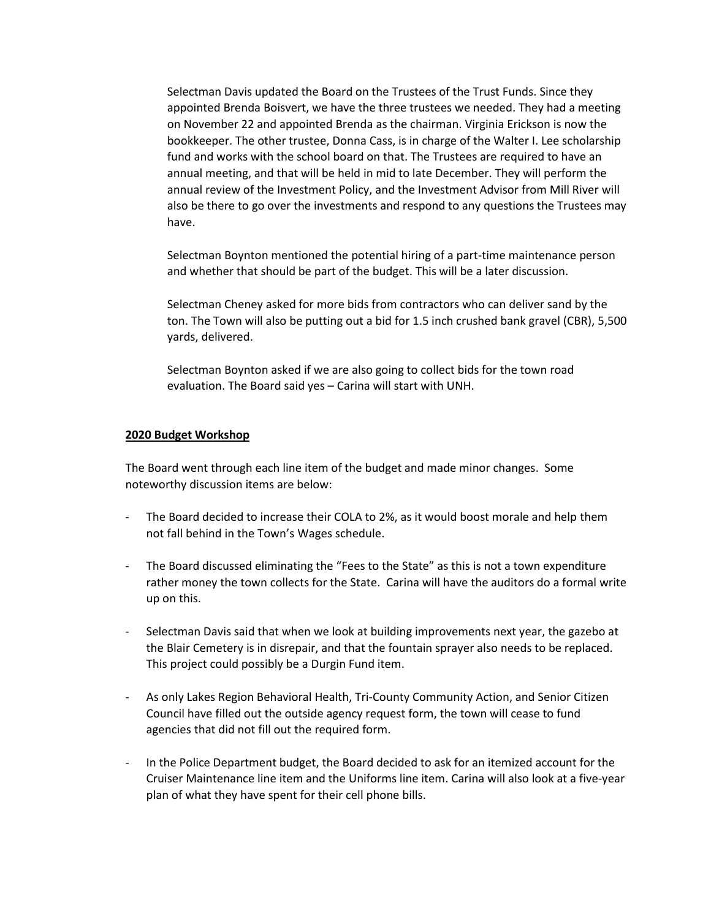Selectman Davis updated the Board on the Trustees of the Trust Funds. Since they appointed Brenda Boisvert, we have the three trustees we needed. They had a meeting on November 22 and appointed Brenda as the chairman. Virginia Erickson is now the bookkeeper. The other trustee, Donna Cass, is in charge of the Walter I. Lee scholarship fund and works with the school board on that. The Trustees are required to have an annual meeting, and that will be held in mid to late December. They will perform the annual review of the Investment Policy, and the Investment Advisor from Mill River will also be there to go over the investments and respond to any questions the Trustees may have.

Selectman Boynton mentioned the potential hiring of a part-time maintenance person and whether that should be part of the budget. This will be a later discussion.

Selectman Cheney asked for more bids from contractors who can deliver sand by the ton. The Town will also be putting out a bid for 1.5 inch crushed bank gravel (CBR), 5,500 yards, delivered.

Selectman Boynton asked if we are also going to collect bids for the town road evaluation. The Board said yes – Carina will start with UNH.

## 2020 Budget Workshop

The Board went through each line item of the budget and made minor changes. Some noteworthy discussion items are below:

- The Board decided to increase their COLA to 2%, as it would boost morale and help them not fall behind in the Town's Wages schedule.
- The Board discussed eliminating the "Fees to the State" as this is not a town expenditure rather money the town collects for the State. Carina will have the auditors do a formal write up on this.
- Selectman Davis said that when we look at building improvements next year, the gazebo at the Blair Cemetery is in disrepair, and that the fountain sprayer also needs to be replaced. This project could possibly be a Durgin Fund item.
- As only Lakes Region Behavioral Health, Tri-County Community Action, and Senior Citizen Council have filled out the outside agency request form, the town will cease to fund agencies that did not fill out the required form.
- In the Police Department budget, the Board decided to ask for an itemized account for the Cruiser Maintenance line item and the Uniforms line item. Carina will also look at a five-year plan of what they have spent for their cell phone bills.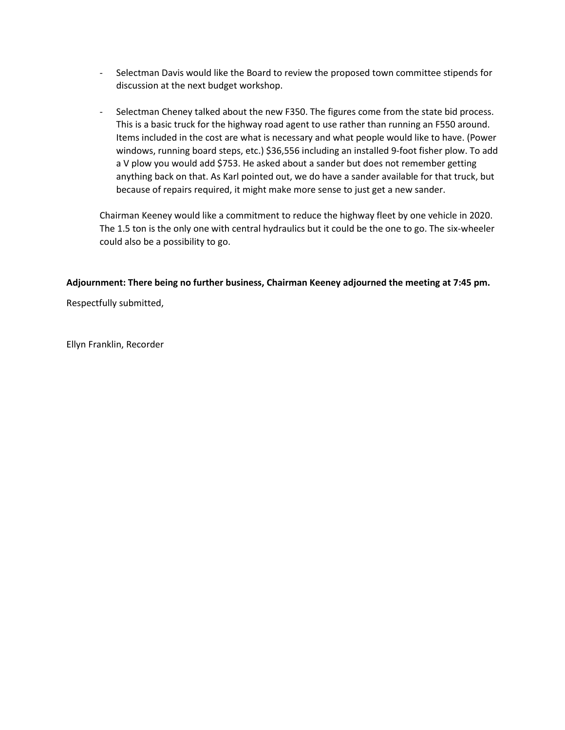- Selectman Davis would like the Board to review the proposed town committee stipends for discussion at the next budget workshop.

- Selectman Cheney talked about the new F350. The figures come from the state bid process. This is a basic truck for the highway road agent to use rather than running an F550 around. Items included in the cost are what is necessary and what people would like to have. (Power windows, running board steps, etc.) $36,556 including an installed 9-foot fisher plow. To add a V plow you would add $753. He asked about a sander but does not remember getting anything back on that. As Karl pointed out, we do have a sander available for that truck, but because of repairs required, it might make more sense to just get a new sander.

Chairman Keeney would like a commitment to reduce the highway fleet by one vehicle in 2020. The 1.5 ton is the only one with central hydraulics but it could be the one to go. The six-wheeler could also be a possibility to go.

**Adjournment: There being no further business, Chairman Keeney adjourned the meeting at 7:45 pm.**

Respectfully submitted,

Ellyn Franklin, Recorder